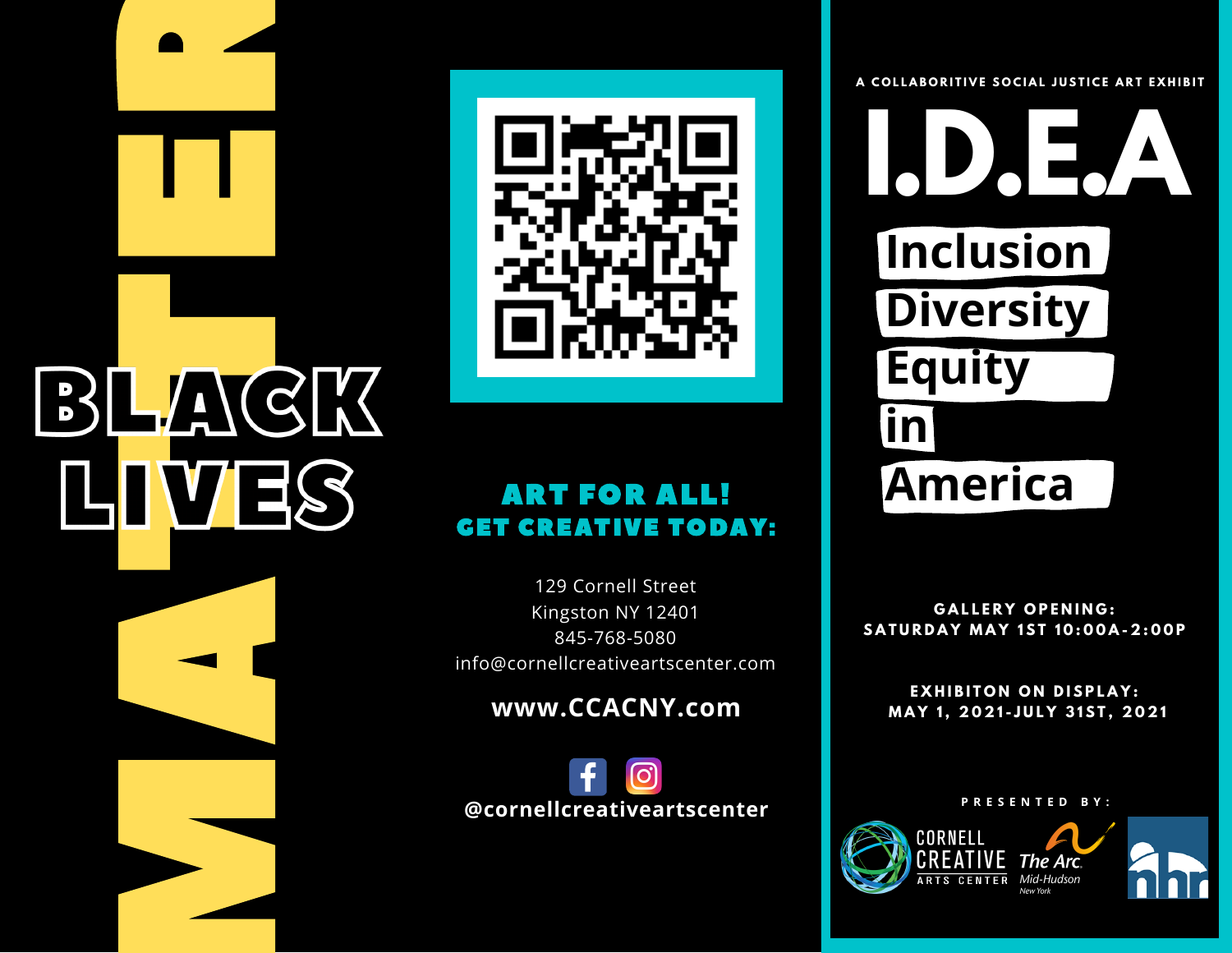# BLACK LIVES MATTER

**ART FOR ALL!**
**GET CREATIVE TODAY:**

129 Cornell Street
Kingston NY 12401
845-768-5080
info@cornellcreativeartscenter.com

**www.CCACNY.com**

**@cornellcreativeartscenter**

A COLLABORITIVE SOCIAL JUSTICE ART EXHIBIT

# I.D.E.A

## Inclusion
## Diversity
## Equity
## in
## America

**GALLERY OPENING:**
**SATURDAY MAY 1ST 10:00A-2:00P**

**EXHIBITON ON DISPLAY:**
**MAY 1, 2021-JULY 31ST, 2021**

PRESENTED BY:

CORNELL CREATIVE ARTS CENTER

The Arc. Mid-Hudson New York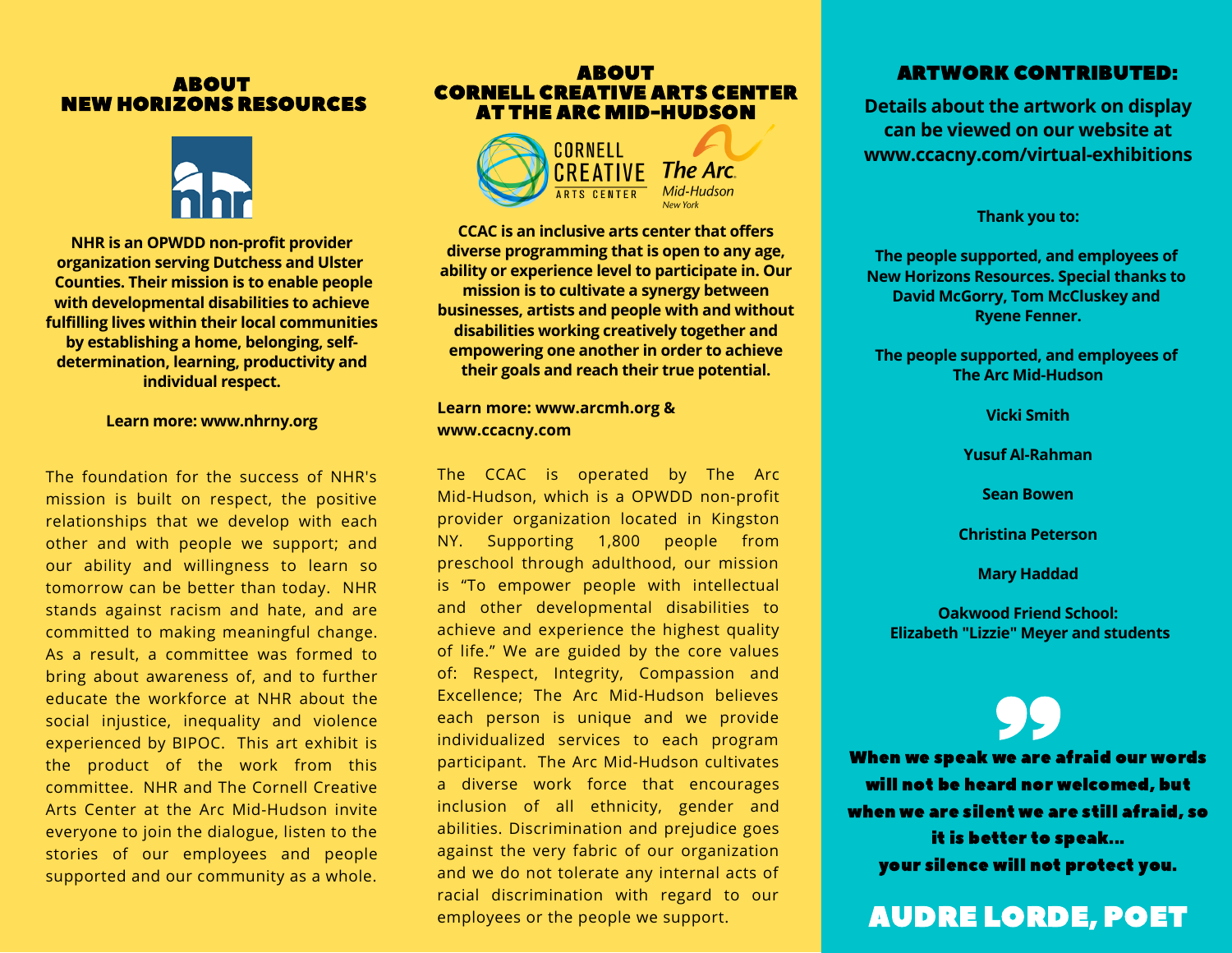## ABOUT NEW HORIZONS RESOURCES

**NHR is an OPWDD non-profit provider organization serving Dutchess and Ulster Counties. Their mission is to enable people with developmental disabilities to achieve fulfilling lives within their local communities by establishing a home, belonging, self-determination, learning, productivity and individual respect.**

**Learn more: www.nhrny.org**

The foundation for the success of NHR's mission is built on respect, the positive relationships that we develop with each other and with people we support; and our ability and willingness to learn so tomorrow can be better than today. NHR stands against racism and hate, and are committed to making meaningful change. As a result, a committee was formed to bring about awareness of, and to further educate the workforce at NHR about the social injustice, inequality and violence experienced by BIPOC. This art exhibit is the product of the work from this committee. NHR and The Cornell Creative Arts Center at the Arc Mid-Hudson invite everyone to join the dialogue, listen to the stories of our employees and people supported and our community as a whole.

## ABOUT CORNELL CREATIVE ARTS CENTER AT THE ARC MID-HUDSON

**CCAC is an inclusive arts center that offers diverse programming that is open to any age, ability or experience level to participate in. Our mission is to cultivate a synergy between businesses, artists and people with and without disabilities working creatively together and empowering one another in order to achieve their goals and reach their true potential.**

**Learn more: www.arcmh.org & www.ccacny.com**

The CCAC is operated by The Arc Mid-Hudson, which is a OPWDD non-profit provider organization located in Kingston NY. Supporting 1,800 people from preschool through adulthood, our mission is "To empower people with intellectual and other developmental disabilities to achieve and experience the highest quality of life." We are guided by the core values of: Respect, Integrity, Compassion and Excellence; The Arc Mid-Hudson believes each person is unique and we provide individualized services to each program participant. The Arc Mid-Hudson cultivates a diverse work force that encourages inclusion of all ethnicity, gender and abilities. Discrimination and prejudice goes against the very fabric of our organization and we do not tolerate any internal acts of racial discrimination with regard to our employees or the people we support.

## ARTWORK CONTRIBUTED:

**Details about the artwork on display can be viewed on our website at www.ccacny.com/virtual-exhibitions**

**Thank you to:**

**The people supported, and employees of New Horizons Resources. Special thanks to David McGorry, Tom McCluskey and Ryene Fenner.**

**The people supported, and employees of The Arc Mid-Hudson**

**Vicki Smith**

**Yusuf Al-Rahman**

**Sean Bowen**

**Christina Peterson**

**Mary Haddad**

**Oakwood Friend School: Elizabeth "Lizzie" Meyer and students**

**When we speak we are afraid our words will not be heard nor welcomed, but when we are silent we are still afraid, so it is better to speak... your silence will not protect you.**

**AUDRE LORDE, POET**